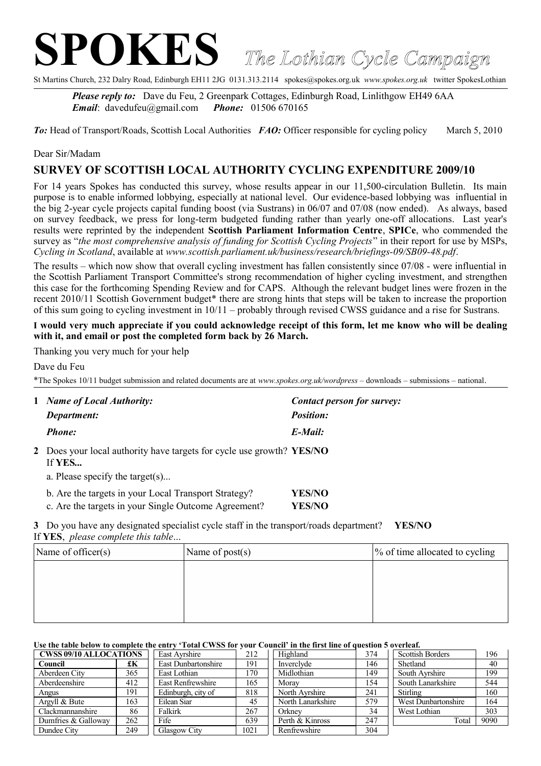# SPOKES *The Lothian Cycle Campaign*

St Martins Church, 232 Dalry Road, Edinburgh EH11 2JG 0131.313.2114 spokes@spokes.org.uk *www.spokes.org.uk* twitter SpokesLothian

***Please reply to:*** Dave du Feu, 2 Greenpark Cottages, Edinburgh Road, Linlithgow EH49 6AA
***Email***: davedufeu@gmail.com ***Phone:*** 01506 670165

***To:*** Head of Transport/Roads, Scottish Local Authorities ***FAO:*** Officer responsible for cycling policy March 5, 2010

Dear Sir/Madam

## SURVEY OF SCOTTISH LOCAL AUTHORITY CYCLING EXPENDITURE 2009/10

For 14 years Spokes has conducted this survey, whose results appear in our 11,500-circulation Bulletin. Its main purpose is to enable informed lobbying, especially at national level. Our evidence-based lobbying was influential in the big 2-year cycle projects capital funding boost (via Sustrans) in 06/07 and 07/08 (now ended). As always, based on survey feedback, we press for long-term budgeted funding rather than yearly one-off allocations. Last year's results were reprinted by the independent **Scottish Parliament Information Centre**, **SPICe**, who commended the survey as "*the most comprehensive analysis of funding for Scottish Cycling Projects*" in their report for use by MSPs, *Cycling in Scotland*, available at *www.scottish.parliament.uk/business/research/briefings-09/SB09-48.pdf*.

The results – which now show that overall cycling investment has fallen consistently since 07/08 - were influential in the Scottish Parliament Transport Committee's strong recommendation of higher cycling investment, and strengthen this case for the forthcoming Spending Review and for CAPS. Although the relevant budget lines were frozen in the recent 2010/11 Scottish Government budget* there are strong hints that steps will be taken to increase the proportion of this sum going to cycling investment in 10/11 – probably through revised CWSS guidance and a rise for Sustrans.

**I would very much appreciate if you could acknowledge receipt of this form, let me know who will be dealing with it, and email or post the completed form back by 26 March.**

Thanking you very much for your help

Dave du Feu

*The Spokes 10/11 budget submission and related documents are at *www.spokes.org.uk/wordpress* – downloads – submissions – national.

**1** ***Name of Local Authority:*** ***Contact person for survey:***

***Department:*** ***Position:***

***Phone:*** ***E-Mail:***

**2** Does your local authority have targets for cycle use growth? **YES/NO**
If **YES...**

a. Please specify the target(s)...

b. Are the targets in your Local Transport Strategy? **YES/NO**
c. Are the targets in your Single Outcome Agreement? **YES/NO**

**3** Do you have any designated specialist cycle staff in the transport/roads department? **YES/NO**
If **YES**, *please complete this table*...

| Name of officer(s) | Name of post(s) | % of time allocated to cycling |
|---|---|---|
| | | |

**Use the table below to complete the entry 'Total CWSS for your Council' in the first line of question 5 overleaf.**

| CWSS 09/10 ALLOCATIONS | |
|---|---|
| **Council** | **£K** |
| Aberdeen City | 365 |
| Aberdeenshire | 412 |
| Angus | 191 |
| Argyll & Bute | 163 |
| Clackmannanshire | 86 |
| Dumfries & Galloway | 262 |
| Dundee City | 249 |
| East Ayrshire | 212 |
| East Dunbartonshire | 191 |
| East Lothian | 170 |
| East Renfrewshire | 165 |
| Edinburgh, city of | 818 |
| Eilean Siar | 45 |
| Falkirk | 267 |
| Fife | 639 |
| Glasgow City | 1021 |
| Highland | 374 |
| Inverclyde | 146 |
| Midlothian | 149 |
| Moray | 154 |
| North Ayrshire | 241 |
| North Lanarkshire | 579 |
| Orkney | 34 |
| Perth & Kinross | 247 |
| Renfrewshire | 304 |
| Scottish Borders | 196 |
| Shetland | 40 |
| South Ayrshire | 199 |
| South Lanarkshire | 544 |
| Stirling | 160 |
| West Dunbartonshire | 164 |
| West Lothian | 303 |
| Total | 9090 |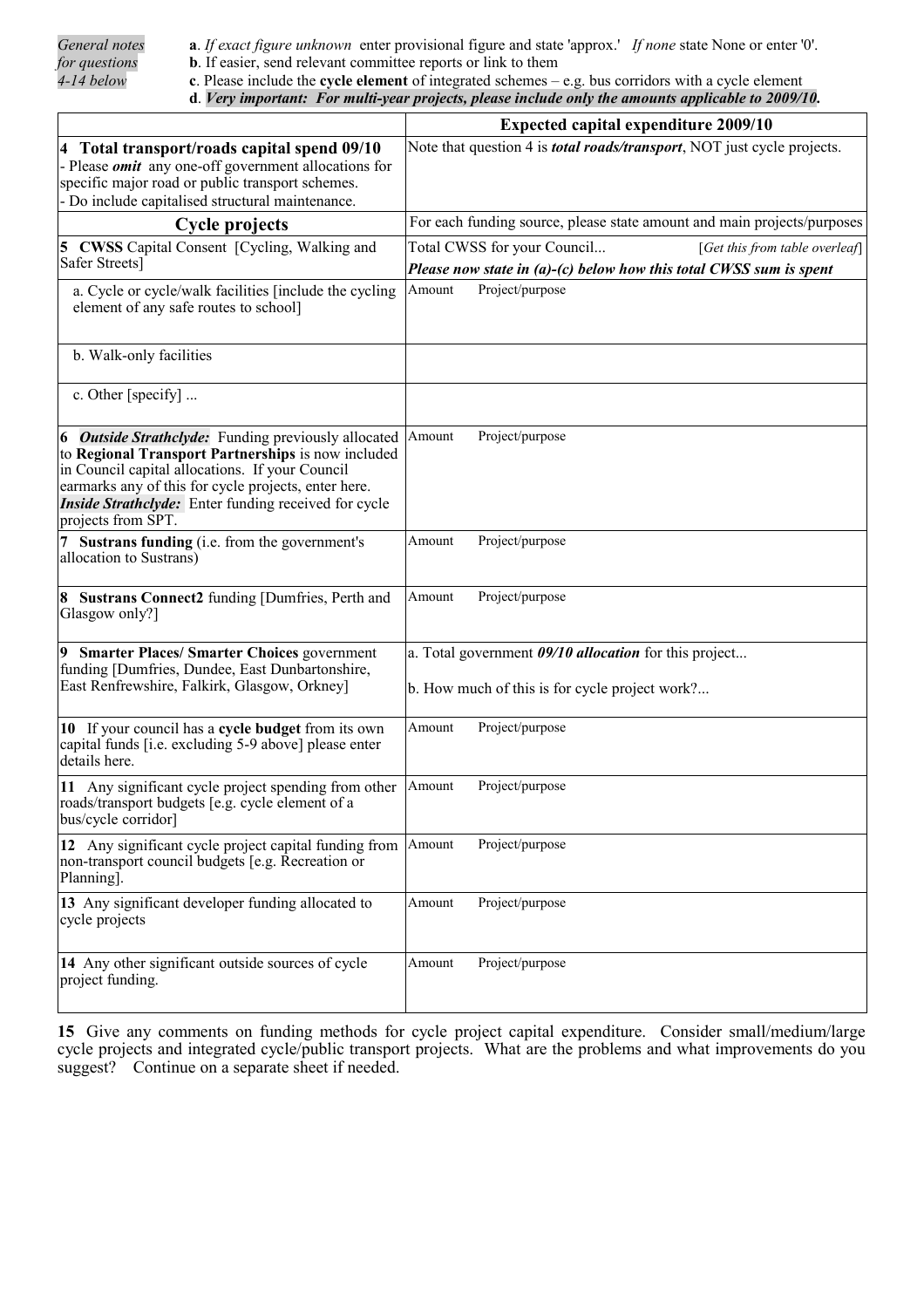*General notes for questions 4-14 below*

**a**. *If exact figure unknown* enter provisional figure and state 'approx.' *If none* state None or enter '0'.
**b**. If easier, send relevant committee reports or link to them
**c**. Please include the **cycle element** of integrated schemes – e.g. bus corridors with a cycle element
**d**. ***Very important: For multi-year projects, please include only the amounts applicable to 2009/10.***

| | **Expected capital expenditure 2009/10** |
|---|---|
| **4 Total transport/roads capital spend 09/10**<br>- Please ***omit*** any one-off government allocations for specific major road or public transport schemes.<br>- Do include capitalised structural maintenance. | Note that question 4 is ***total roads/transport***, NOT just cycle projects. |
| **Cycle projects** | For each funding source, please state amount and main projects/purposes |
| **5 CWSS** Capital Consent [Cycling, Walking and Safer Streets] | Total CWSS for your Council... [*Get this from table overleaf*]<br>***Please now state in (a)-(c) below how this total CWSS sum is spent*** |
| a. Cycle or cycle/walk facilities [include the cycling element of any safe routes to school] | Amount Project/purpose |
| b. Walk-only facilities | |
| c. Other [specify] ... | |
| **6** ***Outside Strathclyde:*** Funding previously allocated to **Regional Transport Partnerships** is now included in Council capital allocations. If your Council earmarks any of this for cycle projects, enter here.<br>***Inside Strathclyde:*** Enter funding received for cycle projects from SPT. | Amount Project/purpose |
| **7 Sustrans funding** (i.e. from the government's allocation to Sustrans) | Amount Project/purpose |
| **8 Sustrans Connect2** funding [Dumfries, Perth and Glasgow only?] | Amount Project/purpose |
| **9 Smarter Places/ Smarter Choices** government funding [Dumfries, Dundee, East Dunbartonshire, East Renfrewshire, Falkirk, Glasgow, Orkney] | a. Total government ***09/10 allocation*** for this project...<br>b. How much of this is for cycle project work?... |
| **10** If your council has a **cycle budget** from its own capital funds [i.e. excluding 5-9 above] please enter details here. | Amount Project/purpose |
| **11** Any significant cycle project spending from other roads/transport budgets [e.g. cycle element of a bus/cycle corridor] | Amount Project/purpose |
| **12** Any significant cycle project capital funding from non-transport council budgets [e.g. Recreation or Planning]. | Amount Project/purpose |
| **13** Any significant developer funding allocated to cycle projects | Amount Project/purpose |
| **14** Any other significant outside sources of cycle project funding. | Amount Project/purpose |

**15** Give any comments on funding methods for cycle project capital expenditure. Consider small/medium/large cycle projects and integrated cycle/public transport projects. What are the problems and what improvements do you suggest? Continue on a separate sheet if needed.